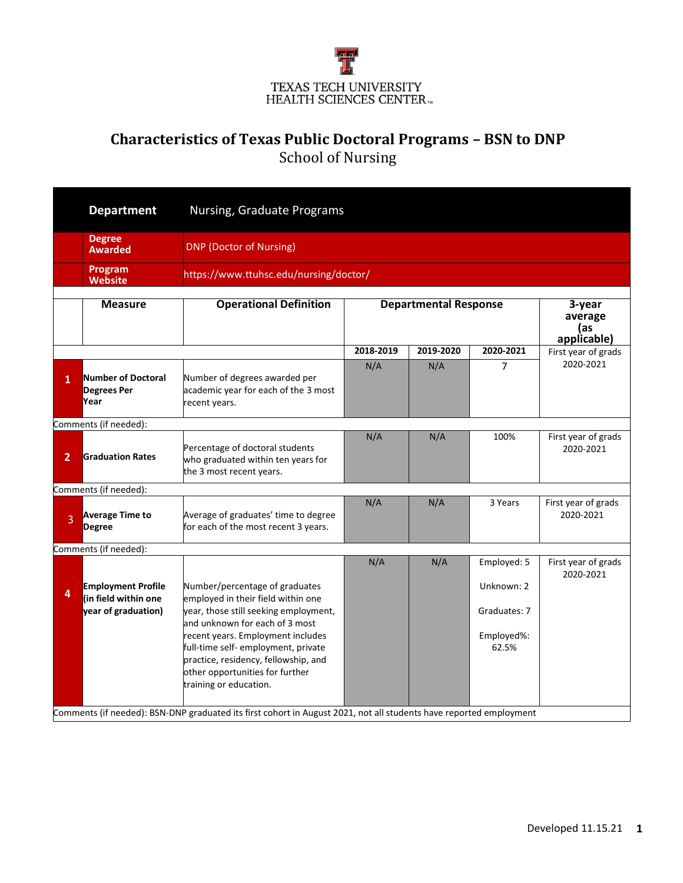TEXAS TECH UNIVERSITY
HEALTH SCIENCES CENTER™

# Characteristics of Texas Public Doctoral Programs – BSN to DNP

## School of Nursing

| | | |
|---|---|---|
| **Department** | Nursing, Graduate Programs | |
| **Degree Awarded** | DNP (Doctor of Nursing) | |
| **Program Website** | https://www.ttuhsc.edu/nursing/doctor/ | |

| | Measure | Operational Definition | Departmental Response | | | 3-year average (as applicable) |
|---|---|---|---|---|---|---|
| | | | 2018-2019 | 2019-2020 | 2020-2021 | First year of grads 2020-2021 |
| 1 | **Number of Doctoral Degrees Per Year** | Number of degrees awarded per academic year for each of the 3 most recent years. | N/A | N/A | 7 | |
| | Comments (if needed): | | | | | |
| 2 | **Graduation Rates** | Percentage of doctoral students who graduated within ten years for the 3 most recent years. | N/A | N/A | 100% | First year of grads 2020-2021 |
| | Comments (if needed): | | | | | |
| 3 | **Average Time to Degree** | Average of graduates' time to degree for each of the most recent 3 years. | N/A | N/A | 3 Years | First year of grads 2020-2021 |
| | Comments (if needed): | | | | | |
| 4 | **Employment Profile (in field within one year of graduation)** | Number/percentage of graduates employed in their field within one year, those still seeking employment, and unknown for each of 3 most recent years. Employment includes full-time self- employment, private practice, residency, fellowship, and other opportunities for further training or education. | N/A | N/A | Employed: 5<br><br>Unknown: 2<br><br>Graduates: 7<br><br>Employed%: 62.5% | First year of grads 2020-2021 |
| | Comments (if needed): BSN-DNP graduated its first cohort in August 2021, not all students have reported employment | | | | | |

Developed 11.15.21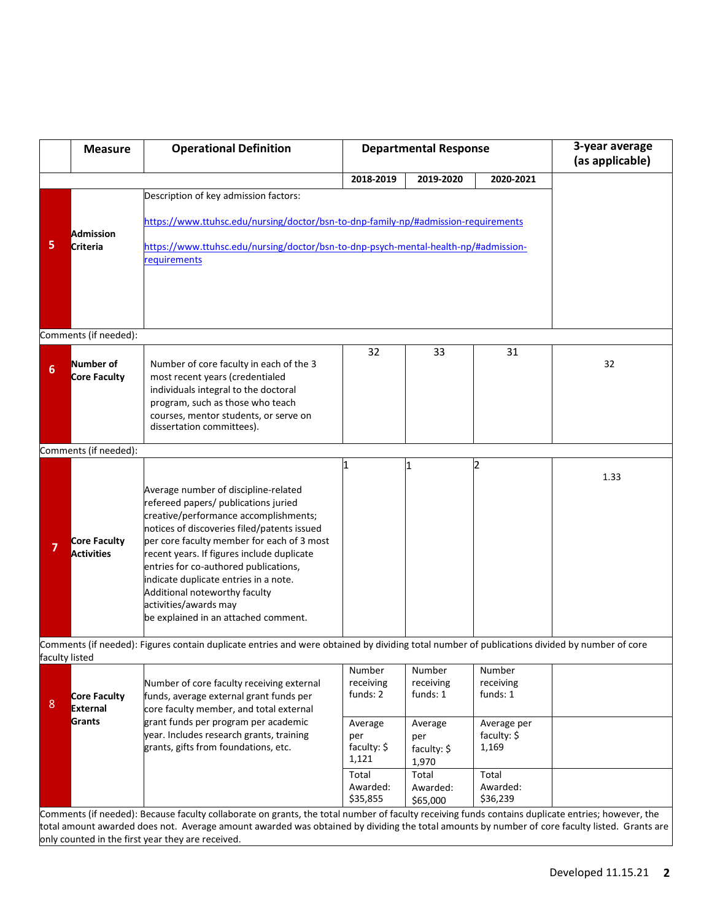| | Measure | Operational Definition | Departmental Response | | | 3-year average (as applicable) |
|---|---|---|---|---|---|---|
| | | | 2018-2019 | 2019-2020 | 2020-2021 | |
| 5 | Admission Criteria | Description of key admission factors: https://www.ttuhsc.edu/nursing/doctor/bsn-to-dnp-family-np/#admission-requirements https://www.ttuhsc.edu/nursing/doctor/bsn-to-dnp-psych-mental-health-np/#admission-requirements | | | | |
| Comments (if needed): | | | | | | |
| 6 | Number of Core Faculty | Number of core faculty in each of the 3 most recent years (credentialed individuals integral to the doctoral program, such as those who teach courses, mentor students, or serve on dissertation committees). | 32 | 33 | 31 | 32 |
| Comments (if needed): | | | | | | |
| 7 | Core Faculty Activities | Average number of discipline-related refereed papers/ publications juried creative/performance accomplishments; notices of discoveries filed/patents issued per core faculty member for each of 3 most recent years. If figures include duplicate entries for co-authored publications, indicate duplicate entries in a note. Additional noteworthy faculty activities/awards may be explained in an attached comment. | 1 | 1 | 2 | 1.33 |
| Comments (if needed): Figures contain duplicate entries and were obtained by dividing total number of publications divided by number of core faculty listed | | | | | | |
| 8 | Core Faculty External Grants | Number of core faculty receiving external funds, average external grant funds per core faculty member, and total external grant funds per program per academic year. Includes research grants, training grants, gifts from foundations, etc. | Number receiving funds: 2 | Number receiving funds: 1 | Number receiving funds: 1 | |
| | | | Average per faculty: $ 1,121 | Average per faculty: $ 1,970 | Average per faculty: $ 1,169 | |
| | | | Total Awarded: $35,855 | Total Awarded: $65,000 | Total Awarded: $36,239 | |
| Comments (if needed): Because faculty collaborate on grants, the total number of faculty receiving funds contains duplicate entries; however, the total amount awarded does not. Average amount awarded was obtained by dividing the total amounts by number of core faculty listed. Grants are only counted in the first year they are received. | | | | | | |

Developed 11.15.21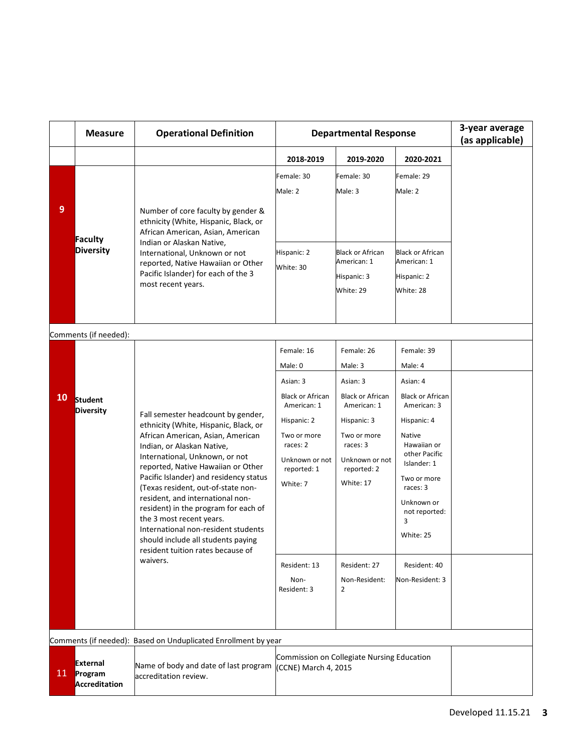| | Measure | Operational Definition | Departmental Response | | | 3-year average (as applicable) |
|---|---|---|---|---|---|---|
| | | | 2018-2019 | 2019-2020 | 2020-2021 | |
| 9 | Faculty Diversity | Number of core faculty by gender & ethnicity (White, Hispanic, Black, or African American, Asian, American Indian or Alaskan Native, International, Unknown or not reported, Native Hawaiian or Other Pacific Islander) for each of the 3 most recent years. | Female: 30<br>Male: 2 | Female: 30<br>Male: 3 | Female: 29<br>Male: 2 | |
| | | | Hispanic: 2<br>White: 30 | Black or African American: 1<br>Hispanic: 3<br>White: 29 | Black or African American: 1<br>Hispanic: 2<br>White: 28 | |
| Comments (if needed): | | | | | | |
| 10 | Student Diversity | Fall semester headcount by gender, ethnicity (White, Hispanic, Black, or African American, Asian, American Indian, or Alaskan Native, International, Unknown, or not reported, Native Hawaiian or Other Pacific Islander) and residency status (Texas resident, out-of-state non-resident, and international non-resident) in the program for each of the 3 most recent years. International non-resident students should include all students paying resident tuition rates because of waivers. | Female: 16<br>Male: 0 | Female: 26<br>Male: 3 | Female: 39<br>Male: 4 | |
| | | | Asian: 3<br>Black or African American: 1<br>Hispanic: 2<br>Two or more races: 2<br>Unknown or not reported: 1<br>White: 7 | Asian: 3<br>Black or African American: 1<br>Hispanic: 3<br>Two or more races: 3<br>Unknown or not reported: 2<br>White: 17 | Asian: 4<br>Black or African American: 3<br>Hispanic: 4<br>Native Hawaiian or other Pacific Islander: 1<br>Two or more races: 3<br>Unknown or not reported: 3<br>White: 25 | |
| | | | Resident: 13<br>Non-Resident: 3 | Resident: 27<br>Non-Resident: 2 | Resident: 40<br>Non-Resident: 3 | |
| Comments (if needed): Based on Unduplicated Enrollment by year | | | | | | |
| 11 | External Program Accreditation | Name of body and date of last program accreditation review. | Commission on Collegiate Nursing Education (CCNE) March 4, 2015 | | | |

Developed 11.15.21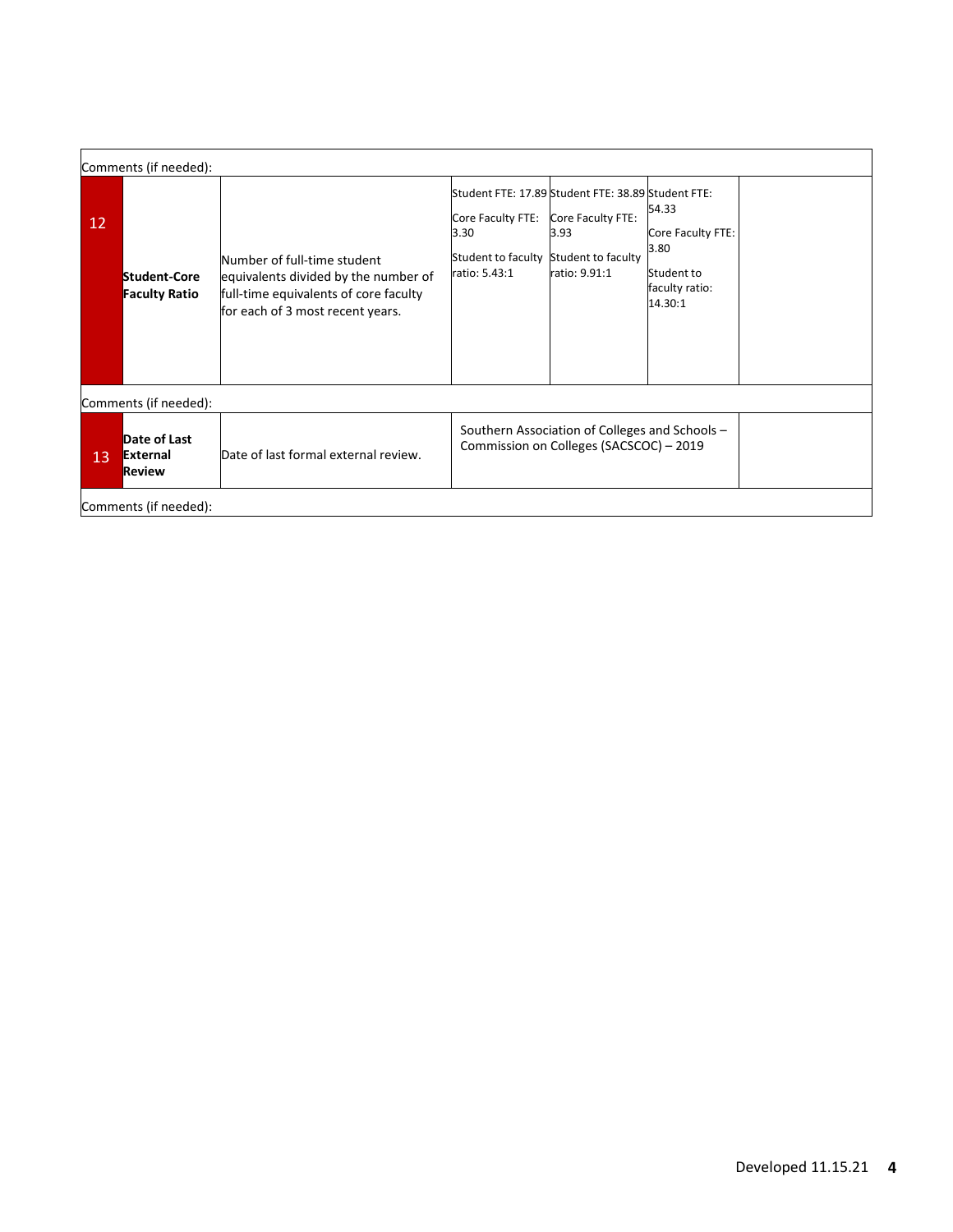| | | | | | | |
|---|---|---|---|---|---|---|
| Comments (if needed): | | | | | | |
| 12 | **Student-Core Faculty Ratio** | Number of full-time student equivalents divided by the number of full-time equivalents of core faculty for each of 3 most recent years. | Student FTE: 17.89<br>Core Faculty FTE: 3.30<br>Student to faculty ratio: 5.43:1 | Student FTE: 38.89<br>Core Faculty FTE: 3.93<br>Student to faculty ratio: 9.91:1 | Student FTE: 54.33<br>Core Faculty FTE: 3.80<br>Student to faculty ratio: 14.30:1 | |
| Comments (if needed): | | | | | | |
| 13 | **Date of Last External Review** | Date of last formal external review. | Southern Association of Colleges and Schools – Commission on Colleges (SACSCOC) – 2019 | | | |
| Comments (if needed): | | | | | | |

Developed 11.15.21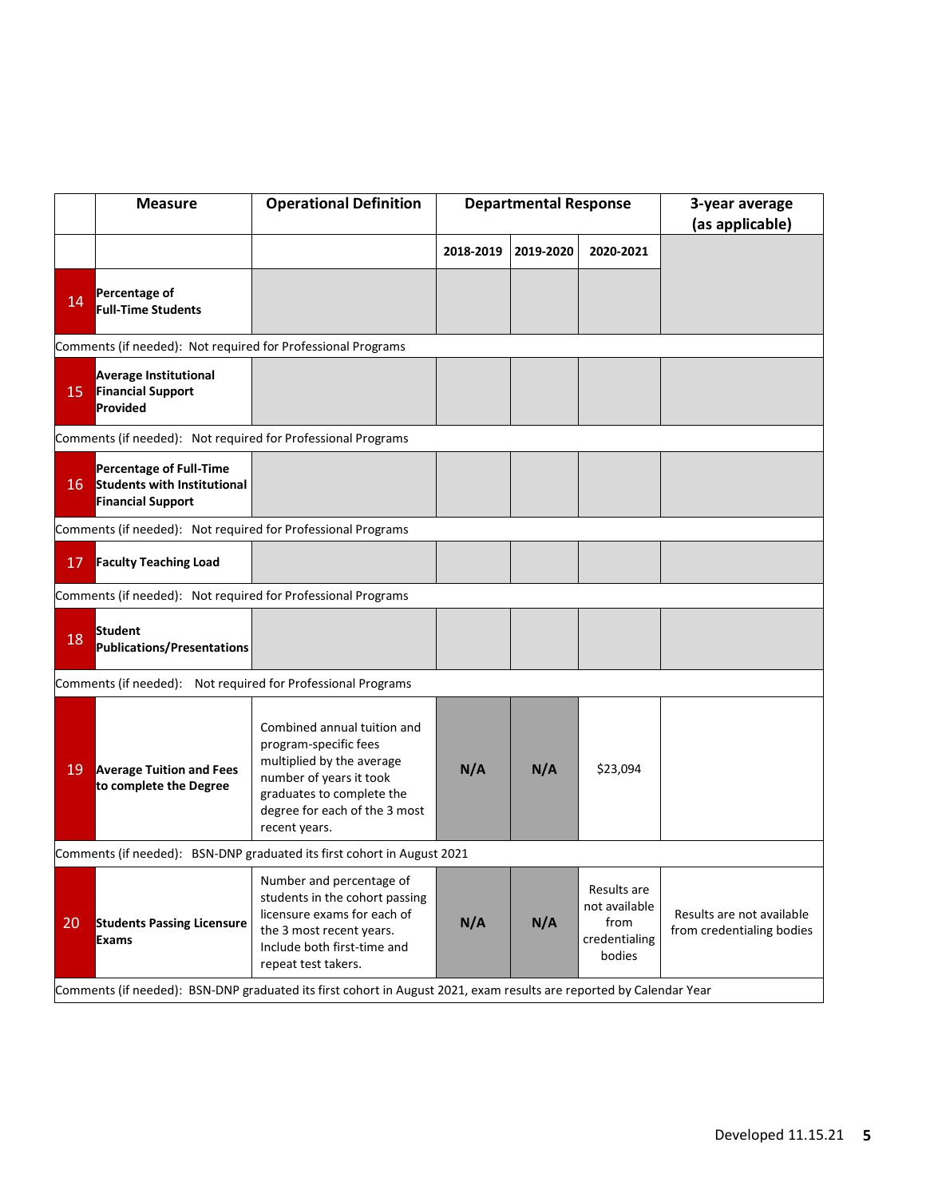| | Measure | Operational Definition | Departmental Response | | | 3-year average (as applicable) |
|---|---|---|---|---|---|---|
| | | | 2018-2019 | 2019-2020 | 2020-2021 | |
| 14 | **Percentage of Full-Time Students** | | | | | |
| Comments (if needed): Not required for Professional Programs | | | | | | |
| 15 | **Average Institutional Financial Support Provided** | | | | | |
| Comments (if needed): Not required for Professional Programs | | | | | | |
| 16 | **Percentage of Full-Time Students with Institutional Financial Support** | | | | | |
| Comments (if needed): Not required for Professional Programs | | | | | | |
| 17 | **Faculty Teaching Load** | | | | | |
| Comments (if needed): Not required for Professional Programs | | | | | | |
| 18 | **Student Publications/Presentations** | | | | | |
| Comments (if needed): Not required for Professional Programs | | | | | | |
| 19 | **Average Tuition and Fees to complete the Degree** | Combined annual tuition and program-specific fees multiplied by the average number of years it took graduates to complete the degree for each of the 3 most recent years. | N/A | N/A | $23,094 | |
| Comments (if needed): BSN-DNP graduated its first cohort in August 2021 | | | | | | |
| 20 | **Students Passing Licensure Exams** | Number and percentage of students in the cohort passing licensure exams for each of the 3 most recent years. Include both first-time and repeat test takers. | N/A | N/A | Results are not available from credentialing bodies | Results are not available from credentialing bodies |
| Comments (if needed): BSN-DNP graduated its first cohort in August 2021, exam results are reported by Calendar Year | | | | | | |

Developed 11.15.21